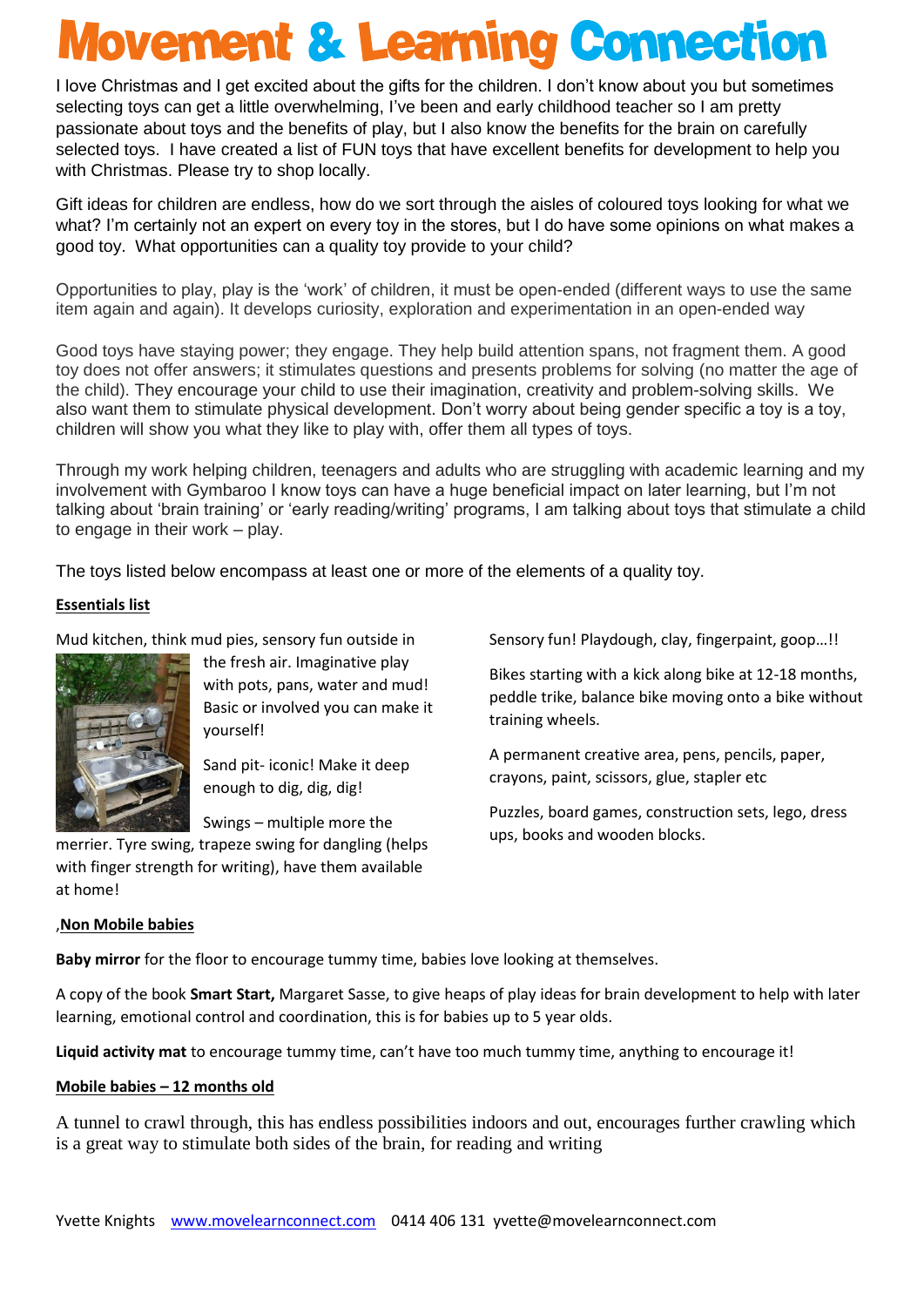# Movement & Learning Connection

I love Christmas and I get excited about the gifts for the children. I don't know about you but sometimes selecting toys can get a little overwhelming, I've been and early childhood teacher so I am pretty passionate about toys and the benefits of play, but I also know the benefits for the brain on carefully selected toys. I have created a list of FUN toys that have excellent benefits for development to help you with Christmas. Please try to shop locally.

Gift ideas for children are endless, how do we sort through the aisles of coloured toys looking for what we what? I'm certainly not an expert on every toy in the stores, but I do have some opinions on what makes a good toy. What opportunities can a quality toy provide to your child?

Opportunities to play, play is the 'work' of children, it must be open-ended (different ways to use the same item again and again). It develops curiosity, exploration and experimentation in an open-ended way

Good toys have staying power; they engage. They help build attention spans, not fragment them. A good toy does not offer answers; it stimulates questions and presents problems for solving (no matter the age of the child). They encourage your child to use their imagination, creativity and problem-solving skills. We also want them to stimulate physical development. Don't worry about being gender specific a toy is a toy, children will show you what they like to play with, offer them all types of toys.

Through my work helping children, teenagers and adults who are struggling with academic learning and my involvement with Gymbaroo I know toys can have a huge beneficial impact on later learning, but I'm not talking about 'brain training' or 'early reading/writing' programs, I am talking about toys that stimulate a child to engage in their work – play.

The toys listed below encompass at least one or more of the elements of a quality toy.

**Essentials list**

Mud kitchen, think mud pies, sensory fun outside in the fresh air. Imaginative play with pots, pans, water and mud! Basic or involved you can make it yourself!

Sand pit- iconic! Make it deep enough to dig, dig, dig!

Swings – multiple more the merrier. Tyre swing, trapeze swing for dangling (helps with finger strength for writing), have them available at home!

Sensory fun! Playdough, clay, fingerpaint, goop…!!

Bikes starting with a kick along bike at 12-18 months, peddle trike, balance bike moving onto a bike without training wheels.

A permanent creative area, pens, pencils, paper, crayons, paint, scissors, glue, stapler etc

Puzzles, board games, construction sets, lego, dress ups, books and wooden blocks.

,**Non Mobile babies**

**Baby mirror** for the floor to encourage tummy time, babies love looking at themselves.

A copy of the book **Smart Start,** Margaret Sasse, to give heaps of play ideas for brain development to help with later learning, emotional control and coordination, this is for babies up to 5 year olds.

**Liquid activity mat** to encourage tummy time, can't have too much tummy time, anything to encourage it!

**Mobile babies – 12 months old**

A tunnel to crawl through, this has endless possibilities indoors and out, encourages further crawling which is a great way to stimulate both sides of the brain, for reading and writing

Yvette Knights www.movelearnconnect.com 0414 406 131 yvette@movelearnconnect.com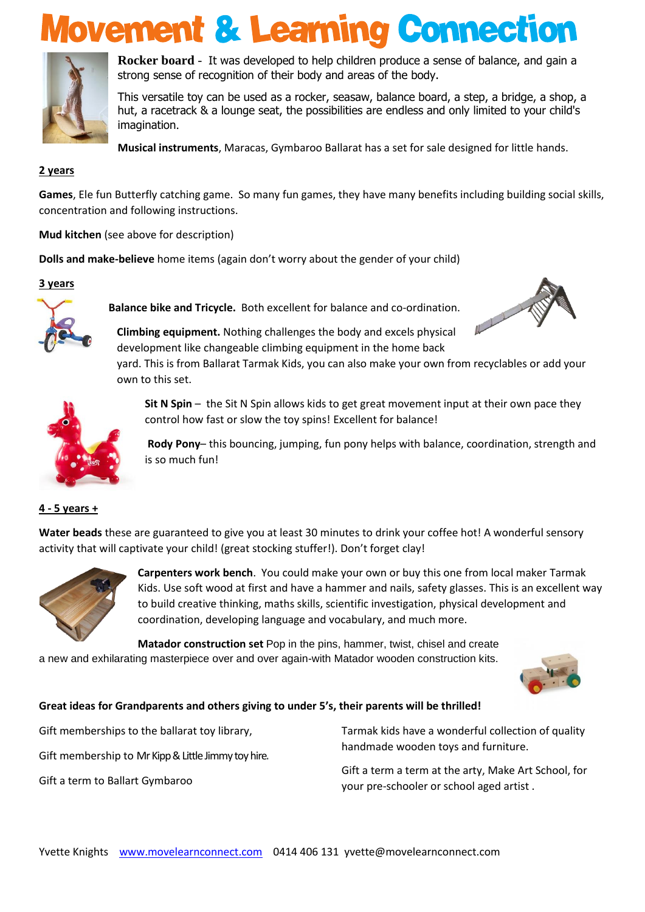# Movement & Learning Connection

**Rocker board** - It was developed to help children produce a sense of balance, and gain a strong sense of recognition of their body and areas of the body.

This versatile toy can be used as a rocker, seasaw, balance board, a step, a bridge, a shop, a hut, a racetrack & a lounge seat, the possibilities are endless and only limited to your child's imagination.

**Musical instruments**, Maracas, Gymbaroo Ballarat has a set for sale designed for little hands.

**2 years**

**Games**, Ele fun Butterfly catching game. So many fun games, they have many benefits including building social skills, concentration and following instructions.

**Mud kitchen** (see above for description)

**Dolls and make-believe** home items (again don't worry about the gender of your child)

**3 years**

**Balance bike and Tricycle.** Both excellent for balance and co-ordination.

**Climbing equipment.** Nothing challenges the body and excels physical development like changeable climbing equipment in the home back yard. This is from Ballarat Tarmak Kids, you can also make your own from recyclables or add your own to this set.

**Sit N Spin** – the Sit N Spin allows kids to get great movement input at their own pace they control how fast or slow the toy spins! Excellent for balance!

**Rody Pony**– this bouncing, jumping, fun pony helps with balance, coordination, strength and is so much fun!

**4 - 5 years +**

**Water beads** these are guaranteed to give you at least 30 minutes to drink your coffee hot! A wonderful sensory activity that will captivate your child! (great stocking stuffer!). Don't forget clay!

**Carpenters work bench**. You could make your own or buy this one from local maker Tarmak Kids. Use soft wood at first and have a hammer and nails, safety glasses. This is an excellent way to build creative thinking, maths skills, scientific investigation, physical development and coordination, developing language and vocabulary, and much more.

**Matador construction set** Pop in the pins, hammer, twist, chisel and create a new and exhilarating masterpiece over and over again-with Matador wooden construction kits.

**Great ideas for Grandparents and others giving to under 5's, their parents will be thrilled!**

Gift memberships to the ballarat toy library,

Gift membership to Mr Kipp & Little Jimmy toy hire.

Gift a term to Ballart Gymbaroo

Tarmak kids have a wonderful collection of quality handmade wooden toys and furniture.

Gift a term a term at the arty, Make Art School, for your pre-schooler or school aged artist .

Yvette Knights www.movelearnconnect.com 0414 406 131 yvette@movelearnconnect.com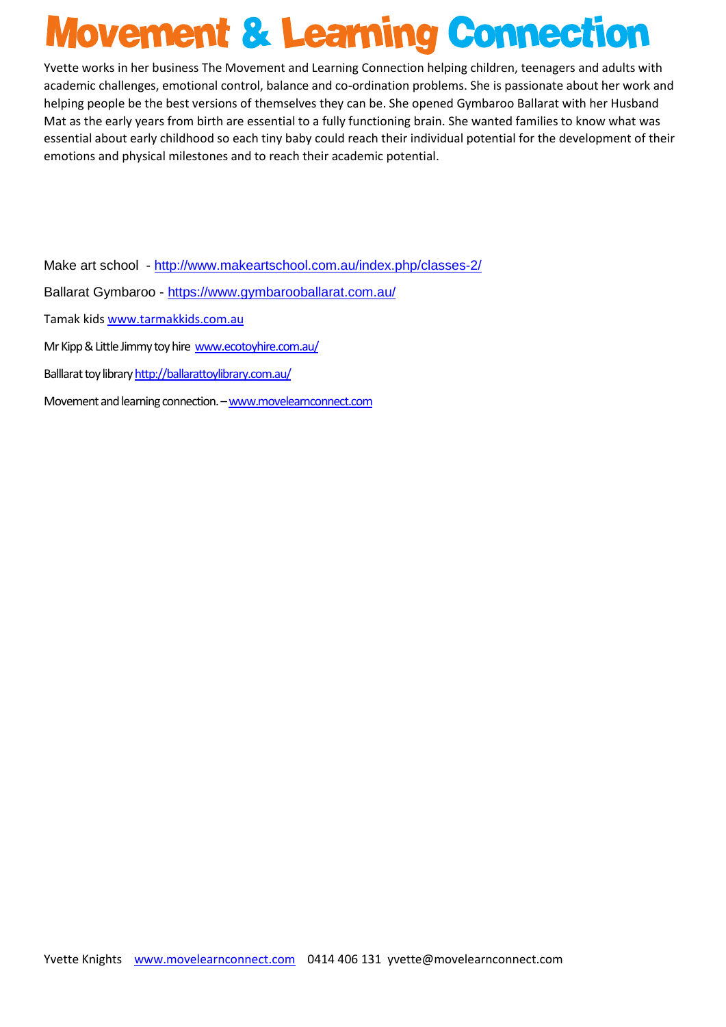# Movement & Learning Connection

Yvette works in her business The Movement and Learning Connection helping children, teenagers and adults with academic challenges, emotional control, balance and co-ordination problems. She is passionate about her work and helping people be the best versions of themselves they can be. She opened Gymbaroo Ballarat with her Husband Mat as the early years from birth are essential to a fully functioning brain. She wanted families to know what was essential about early childhood so each tiny baby could reach their individual potential for the development of their emotions and physical milestones and to reach their academic potential.

Make art school - http://www.makeartschool.com.au/index.php/classes-2/

Ballarat Gymbaroo - https://www.gymbarooballarat.com.au/

Tamak kids www.tarmakkids.com.au

Mr Kipp & Little Jimmy toy hire www.ecotoyhire.com.au/

Balllarat toy library http://ballarattoylibrary.com.au/

Movement and learning connection. – www.movelearnconnect.com

Yvette Knights www.movelearnconnect.com 0414 406 131 yvette@movelearnconnect.com